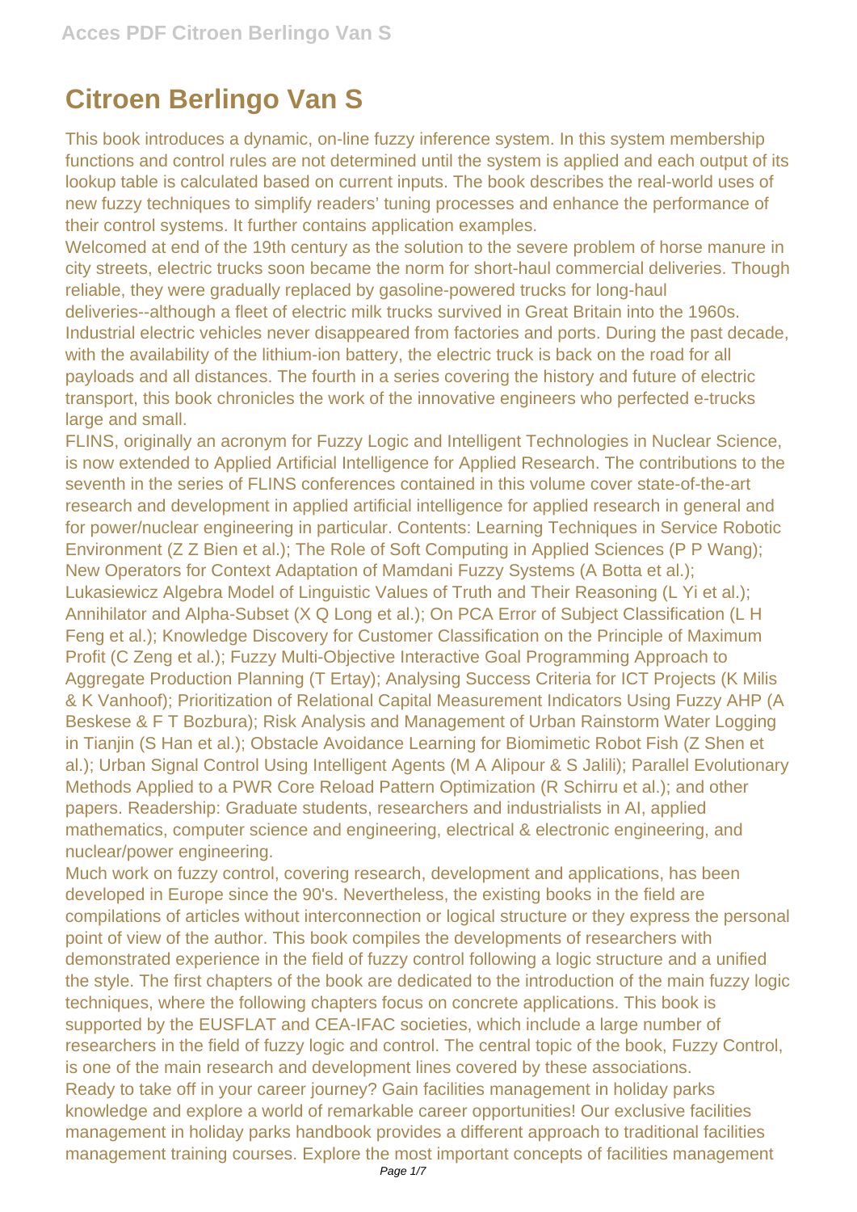# Citroen Berlingo Van S

This book introduces a dynamic, on-line fuzzy inference system. In this system membership functions and control rules are not determined until the system is applied and each output of its lookup table is calculated based on current inputs. The book describes the real-world uses of new fuzzy techniques to simplify readers' tuning processes and enhance the performance of their control systems. It further contains application examples.

Welcomed at end of the 19th century as the solution to the severe problem of horse manure in city streets, electric trucks soon became the norm for short-haul commercial deliveries. Though reliable, they were gradually replaced by gasoline-powered trucks for long-haul deliveries--although a fleet of electric milk trucks survived in Great Britain into the 1960s. Industrial electric vehicles never disappeared from factories and ports. During the past decade, with the availability of the lithium-ion battery, the electric truck is back on the road for all payloads and all distances. The fourth in a series covering the history and future of electric transport, this book chronicles the work of the innovative engineers who perfected e-trucks large and small.

FLINS, originally an acronym for Fuzzy Logic and Intelligent Technologies in Nuclear Science, is now extended to Applied Artificial Intelligence for Applied Research. The contributions to the seventh in the series of FLINS conferences contained in this volume cover state-of-the-art research and development in applied artificial intelligence for applied research in general and for power/nuclear engineering in particular. Contents: Learning Techniques in Service Robotic Environment (Z Z Bien et al.); The Role of Soft Computing in Applied Sciences (P P Wang); New Operators for Context Adaptation of Mamdani Fuzzy Systems (A Botta et al.); Lukasiewicz Algebra Model of Linguistic Values of Truth and Their Reasoning (L Yi et al.); Annihilator and Alpha-Subset (X Q Long et al.); On PCA Error of Subject Classification (L H Feng et al.); Knowledge Discovery for Customer Classification on the Principle of Maximum Profit (C Zeng et al.); Fuzzy Multi-Objective Interactive Goal Programming Approach to Aggregate Production Planning (T Ertay); Analysing Success Criteria for ICT Projects (K Milis & K Vanhoof); Prioritization of Relational Capital Measurement Indicators Using Fuzzy AHP (A Beskese & F T Bozbura); Risk Analysis and Management of Urban Rainstorm Water Logging in Tianjin (S Han et al.); Obstacle Avoidance Learning for Biomimetic Robot Fish (Z Shen et al.); Urban Signal Control Using Intelligent Agents (M A Alipour & S Jalili); Parallel Evolutionary Methods Applied to a PWR Core Reload Pattern Optimization (R Schirru et al.); and other papers. Readership: Graduate students, researchers and industrialists in AI, applied mathematics, computer science and engineering, electrical & electronic engineering, and nuclear/power engineering.

Much work on fuzzy control, covering research, development and applications, has been developed in Europe since the 90's. Nevertheless, the existing books in the field are compilations of articles without interconnection or logical structure or they express the personal point of view of the author. This book compiles the developments of researchers with demonstrated experience in the field of fuzzy control following a logic structure and a unified the style. The first chapters of the book are dedicated to the introduction of the main fuzzy logic techniques, where the following chapters focus on concrete applications. This book is supported by the EUSFLAT and CEA-IFAC societies, which include a large number of researchers in the field of fuzzy logic and control. The central topic of the book, Fuzzy Control, is one of the main research and development lines covered by these associations.

Ready to take off in your career journey? Gain facilities management in holiday parks knowledge and explore a world of remarkable career opportunities! Our exclusive facilities management in holiday parks handbook provides a different approach to traditional facilities management training courses. Explore the most important concepts of facilities management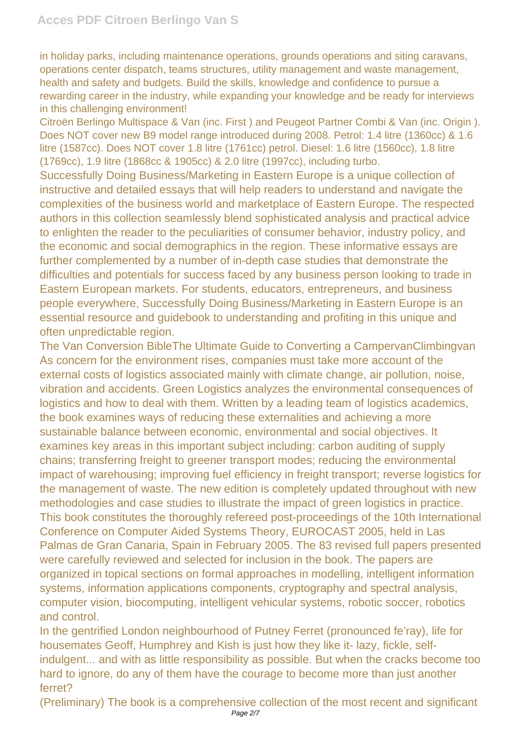in holiday parks, including maintenance operations, grounds operations and siting caravans, operations center dispatch, teams structures, utility management and waste management, health and safety and budgets. Build the skills, knowledge and confidence to pursue a rewarding career in the industry, while expanding your knowledge and be ready for interviews in this challenging environment!

Citroën Berlingo Multispace & Van (inc. First ) and Peugeot Partner Combi & Van (inc. Origin ). Does NOT cover new B9 model range introduced during 2008. Petrol: 1.4 litre (1360cc) & 1.6 litre (1587cc). Does NOT cover 1.8 litre (1761cc) petrol. Diesel: 1.6 litre (1560cc), 1.8 litre (1769cc), 1.9 litre (1868cc & 1905cc) & 2.0 litre (1997cc), including turbo.

Successfully Doing Business/Marketing in Eastern Europe is a unique collection of instructive and detailed essays that will help readers to understand and navigate the complexities of the business world and marketplace of Eastern Europe. The respected authors in this collection seamlessly blend sophisticated analysis and practical advice to enlighten the reader to the peculiarities of consumer behavior, industry policy, and the economic and social demographics in the region. These informative essays are further complemented by a number of in-depth case studies that demonstrate the difficulties and potentials for success faced by any business person looking to trade in Eastern European markets. For students, educators, entrepreneurs, and business people everywhere, Successfully Doing Business/Marketing in Eastern Europe is an essential resource and guidebook to understanding and profiting in this unique and often unpredictable region.

The Van Conversion BibleThe Ultimate Guide to Converting a CampervanClimbingvan

As concern for the environment rises, companies must take more account of the external costs of logistics associated mainly with climate change, air pollution, noise, vibration and accidents. Green Logistics analyzes the environmental consequences of logistics and how to deal with them. Written by a leading team of logistics academics, the book examines ways of reducing these externalities and achieving a more sustainable balance between economic, environmental and social objectives. It examines key areas in this important subject including: carbon auditing of supply chains; transferring freight to greener transport modes; reducing the environmental impact of warehousing; improving fuel efficiency in freight transport; reverse logistics for the management of waste. The new edition is completely updated throughout with new methodologies and case studies to illustrate the impact of green logistics in practice.

This book constitutes the thoroughly refereed post-proceedings of the 10th International Conference on Computer Aided Systems Theory, EUROCAST 2005, held in Las Palmas de Gran Canaria, Spain in February 2005. The 83 revised full papers presented were carefully reviewed and selected for inclusion in the book. The papers are organized in topical sections on formal approaches in modelling, intelligent information systems, information applications components, cryptography and spectral analysis, computer vision, biocomputing, intelligent vehicular systems, robotic soccer, robotics and control.

In the gentrified London neighbourhood of Putney Ferret (pronounced fe'ray), life for housemates Geoff, Humphrey and Kish is just how they like it- lazy, fickle, self-indulgent... and with as little responsibility as possible. But when the cracks become too hard to ignore, do any of them have the courage to become more than just another ferret?

(Preliminary) The book is a comprehensive collection of the most recent and significant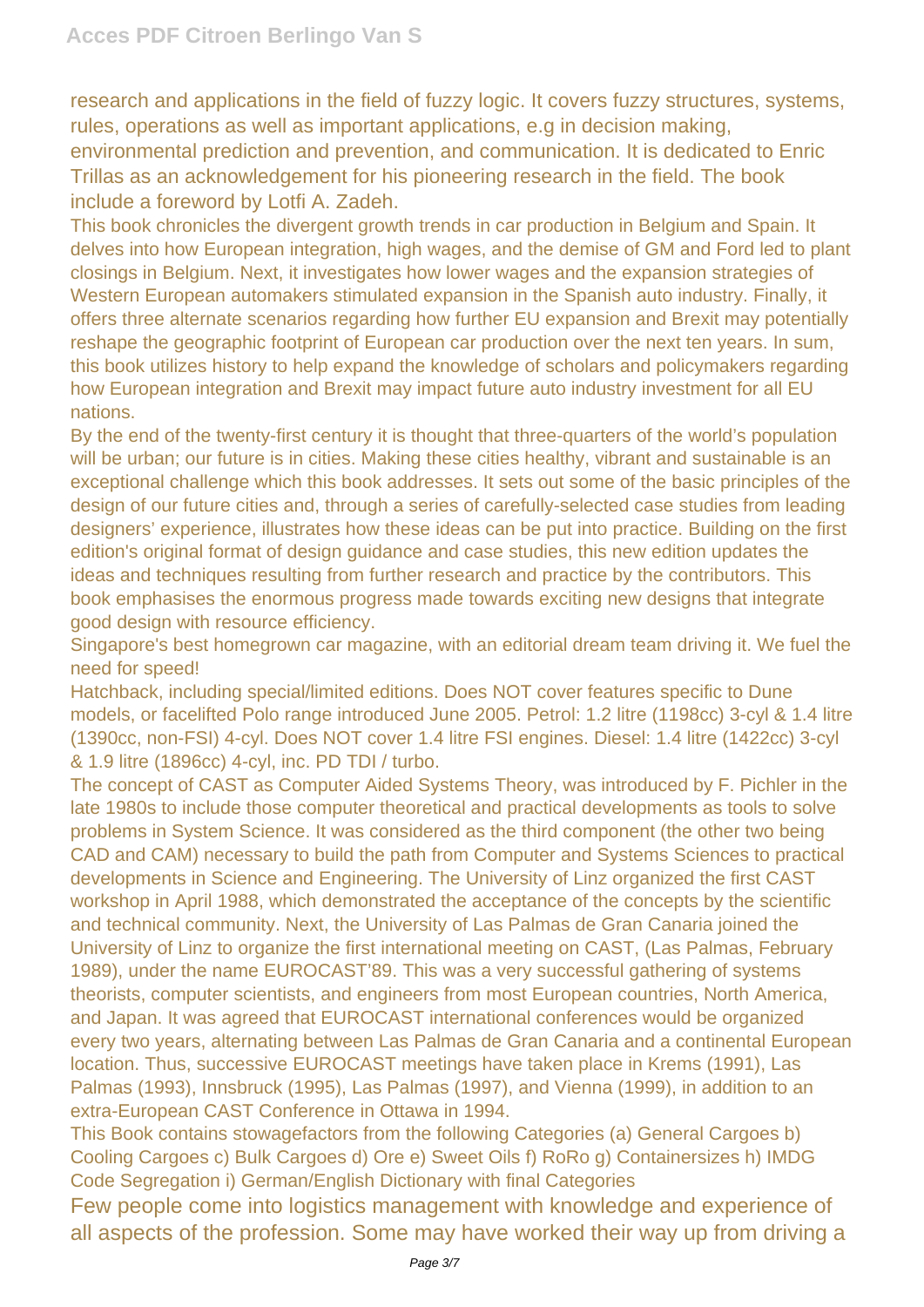research and applications in the field of fuzzy logic. It covers fuzzy structures, systems, rules, operations as well as important applications, e.g in decision making, environmental prediction and prevention, and communication. It is dedicated to Enric Trillas as an acknowledgement for his pioneering research in the field. The book include a foreword by Lotfi A. Zadeh.

This book chronicles the divergent growth trends in car production in Belgium and Spain. It delves into how European integration, high wages, and the demise of GM and Ford led to plant closings in Belgium. Next, it investigates how lower wages and the expansion strategies of Western European automakers stimulated expansion in the Spanish auto industry. Finally, it offers three alternate scenarios regarding how further EU expansion and Brexit may potentially reshape the geographic footprint of European car production over the next ten years. In sum, this book utilizes history to help expand the knowledge of scholars and policymakers regarding how European integration and Brexit may impact future auto industry investment for all EU nations.

By the end of the twenty-first century it is thought that three-quarters of the world's population will be urban; our future is in cities. Making these cities healthy, vibrant and sustainable is an exceptional challenge which this book addresses. It sets out some of the basic principles of the design of our future cities and, through a series of carefully-selected case studies from leading designers' experience, illustrates how these ideas can be put into practice. Building on the first edition's original format of design guidance and case studies, this new edition updates the ideas and techniques resulting from further research and practice by the contributors. This book emphasises the enormous progress made towards exciting new designs that integrate good design with resource efficiency.

Singapore's best homegrown car magazine, with an editorial dream team driving it. We fuel the need for speed!

Hatchback, including special/limited editions. Does NOT cover features specific to Dune models, or facelifted Polo range introduced June 2005. Petrol: 1.2 litre (1198cc) 3-cyl & 1.4 litre (1390cc, non-FSI) 4-cyl. Does NOT cover 1.4 litre FSI engines. Diesel: 1.4 litre (1422cc) 3-cyl & 1.9 litre (1896cc) 4-cyl, inc. PD TDI / turbo.

The concept of CAST as Computer Aided Systems Theory, was introduced by F. Pichler in the late 1980s to include those computer theoretical and practical developments as tools to solve problems in System Science. It was considered as the third component (the other two being CAD and CAM) necessary to build the path from Computer and Systems Sciences to practical developments in Science and Engineering. The University of Linz organized the first CAST workshop in April 1988, which demonstrated the acceptance of the concepts by the scientific and technical community. Next, the University of Las Palmas de Gran Canaria joined the University of Linz to organize the first international meeting on CAST, (Las Palmas, February 1989), under the name EUROCAST'89. This was a very successful gathering of systems theorists, computer scientists, and engineers from most European countries, North America, and Japan. It was agreed that EUROCAST international conferences would be organized every two years, alternating between Las Palmas de Gran Canaria and a continental European location. Thus, successive EUROCAST meetings have taken place in Krems (1991), Las Palmas (1993), Innsbruck (1995), Las Palmas (1997), and Vienna (1999), in addition to an extra-European CAST Conference in Ottawa in 1994.

This Book contains stowagefactors from the following Categories (a) General Cargoes b) Cooling Cargoes c) Bulk Cargoes d) Ore e) Sweet Oils f) RoRo g) Containersizes h) IMDG Code Segregation i) German/English Dictionary with final Categories

Few people come into logistics management with knowledge and experience of all aspects of the profession. Some may have worked their way up from driving a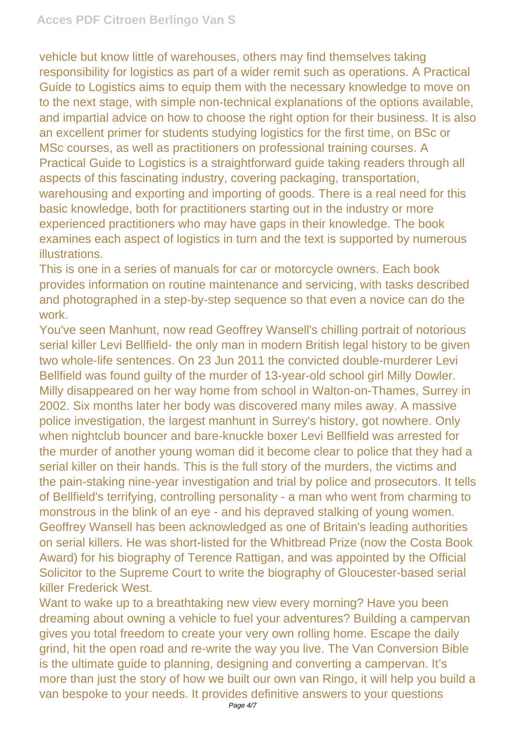vehicle but know little of warehouses, others may find themselves taking responsibility for logistics as part of a wider remit such as operations. A Practical Guide to Logistics aims to equip them with the necessary knowledge to move on to the next stage, with simple non-technical explanations of the options available, and impartial advice on how to choose the right option for their business. It is also an excellent primer for students studying logistics for the first time, on BSc or MSc courses, as well as practitioners on professional training courses. A Practical Guide to Logistics is a straightforward guide taking readers through all aspects of this fascinating industry, covering packaging, transportation, warehousing and exporting and importing of goods. There is a real need for this basic knowledge, both for practitioners starting out in the industry or more experienced practitioners who may have gaps in their knowledge. The book examines each aspect of logistics in turn and the text is supported by numerous illustrations.

This is one in a series of manuals for car or motorcycle owners. Each book provides information on routine maintenance and servicing, with tasks described and photographed in a step-by-step sequence so that even a novice can do the work.

You've seen Manhunt, now read Geoffrey Wansell's chilling portrait of notorious serial killer Levi Bellfield- the only man in modern British legal history to be given two whole-life sentences. On 23 Jun 2011 the convicted double-murderer Levi Bellfield was found guilty of the murder of 13-year-old school girl Milly Dowler. Milly disappeared on her way home from school in Walton-on-Thames, Surrey in 2002. Six months later her body was discovered many miles away. A massive police investigation, the largest manhunt in Surrey's history, got nowhere. Only when nightclub bouncer and bare-knuckle boxer Levi Bellfield was arrested for the murder of another young woman did it become clear to police that they had a serial killer on their hands. This is the full story of the murders, the victims and the pain-staking nine-year investigation and trial by police and prosecutors. It tells of Bellfield's terrifying, controlling personality - a man who went from charming to monstrous in the blink of an eye - and his depraved stalking of young women. Geoffrey Wansell has been acknowledged as one of Britain's leading authorities on serial killers. He was short-listed for the Whitbread Prize (now the Costa Book Award) for his biography of Terence Rattigan, and was appointed by the Official Solicitor to the Supreme Court to write the biography of Gloucester-based serial killer Frederick West.

Want to wake up to a breathtaking new view every morning? Have you been dreaming about owning a vehicle to fuel your adventures? Building a campervan gives you total freedom to create your very own rolling home. Escape the daily grind, hit the open road and re-write the way you live. The Van Conversion Bible is the ultimate guide to planning, designing and converting a campervan. It's more than just the story of how we built our own van Ringo, it will help you build a van bespoke to your needs. It provides definitive answers to your questions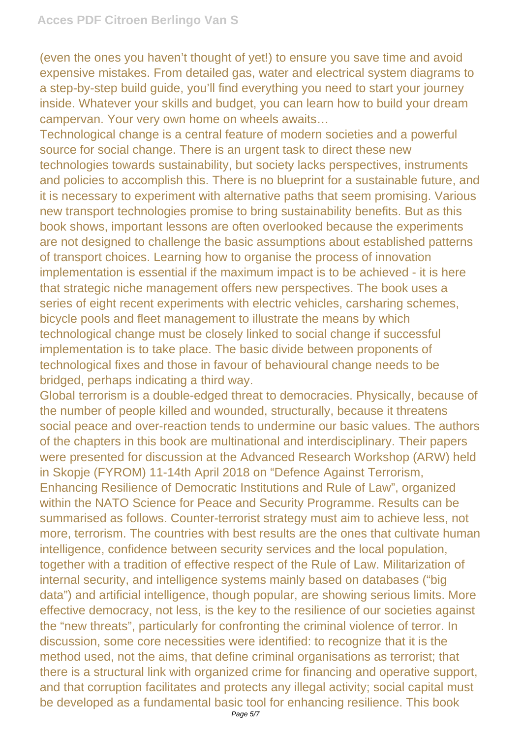(even the ones you haven't thought of yet!) to ensure you save time and avoid expensive mistakes. From detailed gas, water and electrical system diagrams to a step-by-step build guide, you'll find everything you need to start your journey inside. Whatever your skills and budget, you can learn how to build your dream campervan. Your very own home on wheels awaits…

Technological change is a central feature of modern societies and a powerful source for social change. There is an urgent task to direct these new technologies towards sustainability, but society lacks perspectives, instruments and policies to accomplish this. There is no blueprint for a sustainable future, and it is necessary to experiment with alternative paths that seem promising. Various new transport technologies promise to bring sustainability benefits. But as this book shows, important lessons are often overlooked because the experiments are not designed to challenge the basic assumptions about established patterns of transport choices. Learning how to organise the process of innovation implementation is essential if the maximum impact is to be achieved - it is here that strategic niche management offers new perspectives. The book uses a series of eight recent experiments with electric vehicles, carsharing schemes, bicycle pools and fleet management to illustrate the means by which technological change must be closely linked to social change if successful implementation is to take place. The basic divide between proponents of technological fixes and those in favour of behavioural change needs to be bridged, perhaps indicating a third way.

Global terrorism is a double-edged threat to democracies. Physically, because of the number of people killed and wounded, structurally, because it threatens social peace and over-reaction tends to undermine our basic values. The authors of the chapters in this book are multinational and interdisciplinary. Their papers were presented for discussion at the Advanced Research Workshop (ARW) held in Skopje (FYROM) 11-14th April 2018 on "Defence Against Terrorism, Enhancing Resilience of Democratic Institutions and Rule of Law", organized within the NATO Science for Peace and Security Programme. Results can be summarised as follows. Counter-terrorist strategy must aim to achieve less, not more, terrorism. The countries with best results are the ones that cultivate human intelligence, confidence between security services and the local population, together with a tradition of effective respect of the Rule of Law. Militarization of internal security, and intelligence systems mainly based on databases ("big data") and artificial intelligence, though popular, are showing serious limits. More effective democracy, not less, is the key to the resilience of our societies against the "new threats", particularly for confronting the criminal violence of terror. In discussion, some core necessities were identified: to recognize that it is the method used, not the aims, that define criminal organisations as terrorist; that there is a structural link with organized crime for financing and operative support, and that corruption facilitates and protects any illegal activity; social capital must be developed as a fundamental basic tool for enhancing resilience. This book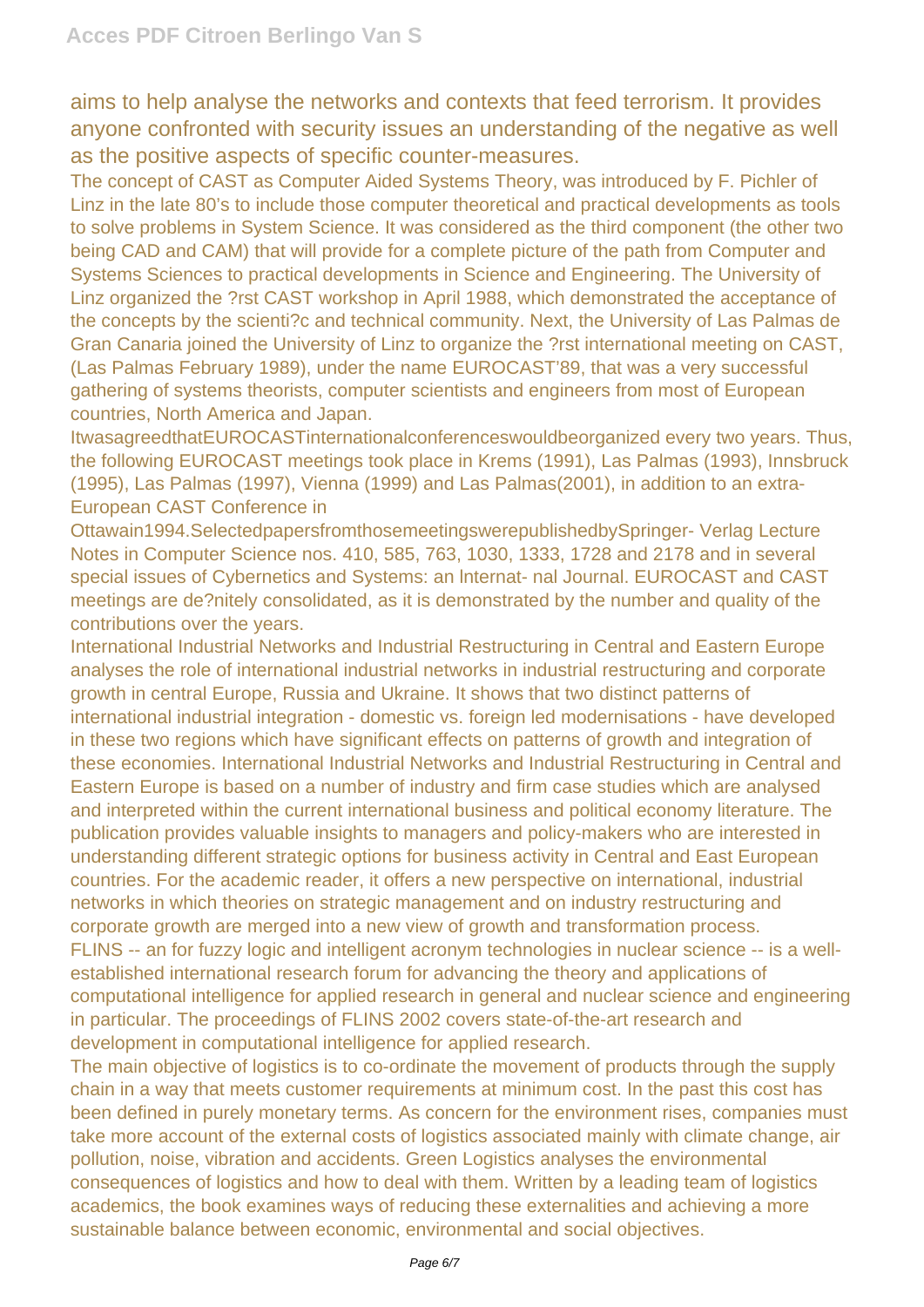aims to help analyse the networks and contexts that feed terrorism. It provides anyone confronted with security issues an understanding of the negative as well as the positive aspects of specific counter-measures.

The concept of CAST as Computer Aided Systems Theory, was introduced by F. Pichler of Linz in the late 80's to include those computer theoretical and practical developments as tools to solve problems in System Science. It was considered as the third component (the other two being CAD and CAM) that will provide for a complete picture of the path from Computer and Systems Sciences to practical developments in Science and Engineering. The University of Linz organized the ?rst CAST workshop in April 1988, which demonstrated the acceptance of the concepts by the scienti?c and technical community. Next, the University of Las Palmas de Gran Canaria joined the University of Linz to organize the ?rst international meeting on CAST, (Las Palmas February 1989), under the name EUROCAST'89, that was a very successful gathering of systems theorists, computer scientists and engineers from most of European countries, North America and Japan. ItwasagreedthatEUROCASTinternationalconferenceswouldbeorganized every two years. Thus, the following EUROCAST meetings took place in Krems (1991), Las Palmas (1993), Innsbruck (1995), Las Palmas (1997), Vienna (1999) and Las Palmas(2001), in addition to an extra-European CAST Conference in Ottawain1994.SelectedpapersfromthosemeetingswerepublishedbySpringer- Verlag Lecture Notes in Computer Science nos. 410, 585, 763, 1030, 1333, 1728 and 2178 and in several special issues of Cybernetics and Systems: an lnternat- nal Journal. EUROCAST and CAST meetings are de?nitely consolidated, as it is demonstrated by the number and quality of the contributions over the years.

International Industrial Networks and Industrial Restructuring in Central and Eastern Europe analyses the role of international industrial networks in industrial restructuring and corporate growth in central Europe, Russia and Ukraine. It shows that two distinct patterns of international industrial integration - domestic vs. foreign led modernisations - have developed in these two regions which have significant effects on patterns of growth and integration of these economies. International Industrial Networks and Industrial Restructuring in Central and Eastern Europe is based on a number of industry and firm case studies which are analysed and interpreted within the current international business and political economy literature. The publication provides valuable insights to managers and policy-makers who are interested in understanding different strategic options for business activity in Central and East European countries. For the academic reader, it offers a new perspective on international, industrial networks in which theories on strategic management and on industry restructuring and corporate growth are merged into a new view of growth and transformation process.

FLINS -- an for fuzzy logic and intelligent acronym technologies in nuclear science -- is a well-established international research forum for advancing the theory and applications of computational intelligence for applied research in general and nuclear science and engineering in particular. The proceedings of FLINS 2002 covers state-of-the-art research and development in computational intelligence for applied research.

The main objective of logistics is to co-ordinate the movement of products through the supply chain in a way that meets customer requirements at minimum cost. In the past this cost has been defined in purely monetary terms. As concern for the environment rises, companies must take more account of the external costs of logistics associated mainly with climate change, air pollution, noise, vibration and accidents. Green Logistics analyses the environmental consequences of logistics and how to deal with them. Written by a leading team of logistics academics, the book examines ways of reducing these externalities and achieving a more sustainable balance between economic, environmental and social objectives.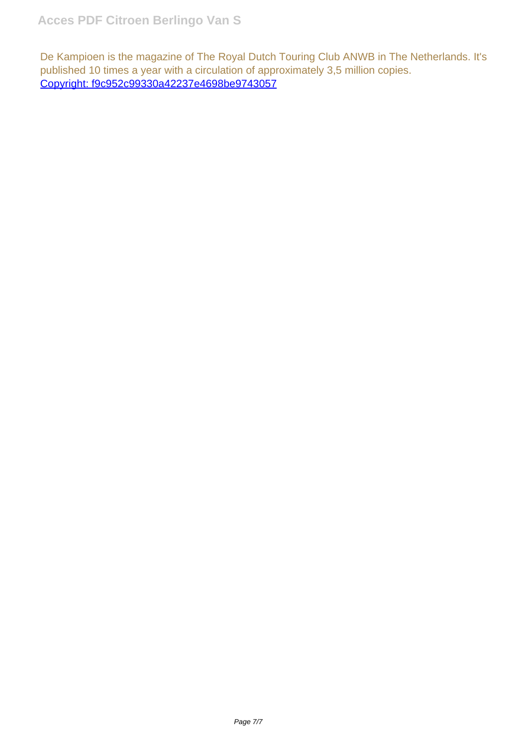De Kampioen is the magazine of The Royal Dutch Touring Club ANWB in The Netherlands. It's published 10 times a year with a circulation of approximately 3,5 million copies.

Copyright: f9c952c99330a42237e4698be9743057